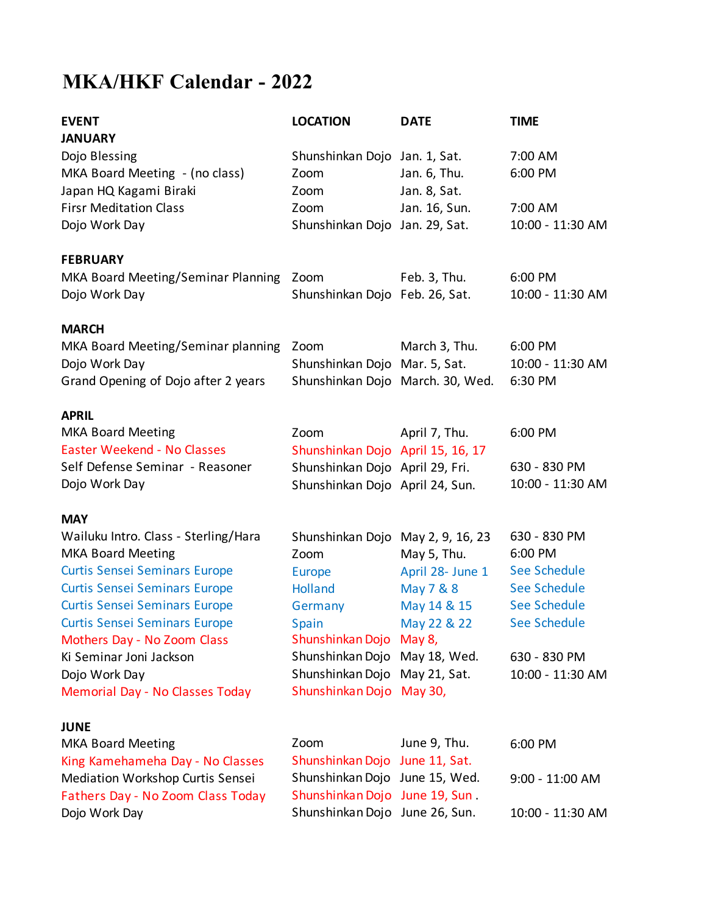# MKA/HKF Calendar - 2022

| EVENT | LOCATION | DATE | TIME |
|---|---|---|---|
| **JANUARY** | | | |
| Dojo Blessing | Shunshinkan Dojo | Jan. 1, Sat. | 7:00 AM |
| MKA Board Meeting - (no class) | Zoom | Jan. 6, Thu. | 6:00 PM |
| Japan HQ Kagami Biraki | Zoom | Jan. 8, Sat. | |
| Firsr Meditation Class | Zoom | Jan. 16, Sun. | 7:00 AM |
| Dojo Work Day | Shunshinkan Dojo | Jan. 29, Sat. | 10:00 - 11:30 AM |
| | | | |
| **FEBRUARY** | | | |
| MKA Board Meeting/Seminar Planning | Zoom | Feb. 3, Thu. | 6:00 PM |
| Dojo Work Day | Shunshinkan Dojo | Feb. 26, Sat. | 10:00 - 11:30 AM |
| | | | |
| **MARCH** | | | |
| MKA Board Meeting/Seminar planning | Zoom | March 3, Thu. | 6:00 PM |
| Dojo Work Day | Shunshinkan Dojo | Mar. 5, Sat. | 10:00 - 11:30 AM |
| Grand Opening of Dojo after 2 years | Shunshinkan Dojo | March. 30, Wed. | 6:30 PM |
| | | | |
| **APRIL** | | | |
| MKA Board Meeting | Zoom | April 7, Thu. | 6:00 PM |
| Easter Weekend - No Classes | Shunshinkan Dojo | April 15, 16, 17 | |
| Self Defense Seminar - Reasoner | Shunshinkan Dojo | April 29, Fri. | 630 - 830 PM |
| Dojo Work Day | Shunshinkan Dojo | April 24, Sun. | 10:00 - 11:30 AM |
| | | | |
| **MAY** | | | |
| Wailuku Intro. Class - Sterling/Hara | Shunshinkan Dojo | May 2, 9, 16, 23 | 630 - 830 PM |
| MKA Board Meeting | Zoom | May 5, Thu. | 6:00 PM |
| Curtis Sensei Seminars Europe | Europe | April 28- June 1 | See Schedule |
| Curtis Sensei Seminars Europe | Holland | May 7 & 8 | See Schedule |
| Curtis Sensei Seminars Europe | Germany | May 14 & 15 | See Schedule |
| Curtis Sensei Seminars Europe | Spain | May 22 & 22 | See Schedule |
| Mothers Day - No Zoom Class | Shunshinkan Dojo | May 8, | |
| Ki Seminar Joni Jackson | Shunshinkan Dojo | May 18, Wed. | 630 - 830 PM |
| Dojo Work Day | Shunshinkan Dojo | May 21, Sat. | 10:00 - 11:30 AM |
| Memorial Day - No Classes Today | Shunshinkan Dojo | May 30, | |
| | | | |
| **JUNE** | | | |
| MKA Board Meeting | Zoom | June 9, Thu. | 6:00 PM |
| King Kamehameha Day - No Classes | Shunshinkan Dojo | June 11, Sat. | |
| Mediation Workshop Curtis Sensei | Shunshinkan Dojo | June 15, Wed. | 9:00 - 11:00 AM |
| Fathers Day - No Zoom Class Today | Shunshinkan Dojo | June 19, Sun . | |
| Dojo Work Day | Shunshinkan Dojo | June 26, Sun. | 10:00 - 11:30 AM |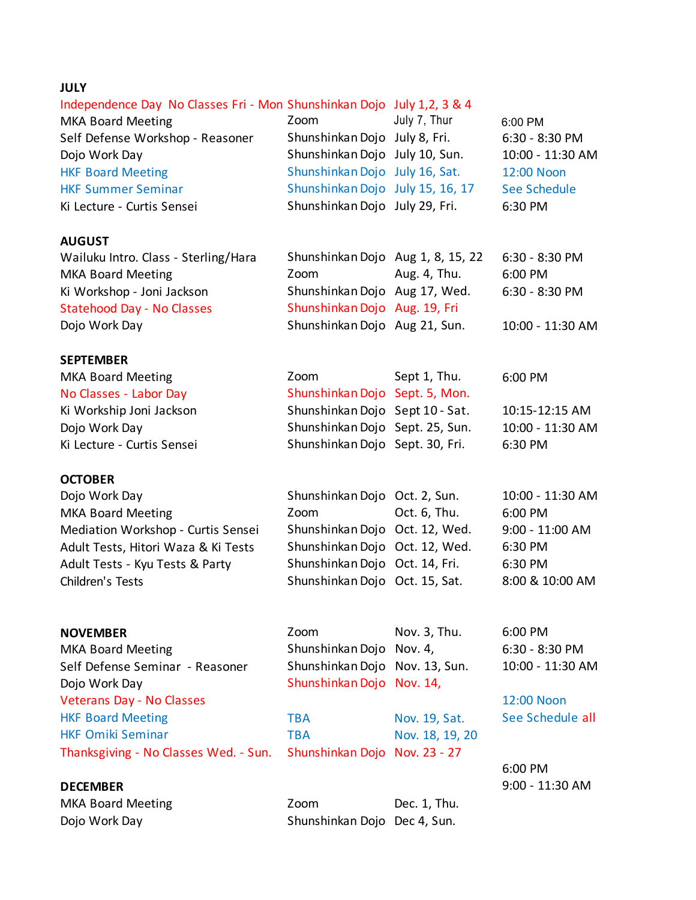**JULY**

| | | | |
|---|---|---|---|
| Independence Day No Classes Fri - Mon | Shunshinkan Dojo | July 1,2, 3 & 4 | |
| MKA Board Meeting | Zoom | July 7, Thur | 6:00 PM |
| Self Defense Workshop - Reasoner | Shunshinkan Dojo | July 8, Fri. | 6:30 - 8:30 PM |
| Dojo Work Day | Shunshinkan Dojo | July 10, Sun. | 10:00 - 11:30 AM |
| HKF Board Meeting | Shunshinkan Dojo | July 16, Sat. | 12:00 Noon |
| HKF Summer Seminar | Shunshinkan Dojo | July 15, 16, 17 | See Schedule |
| Ki Lecture - Curtis Sensei | Shunshinkan Dojo | July 29, Fri. | 6:30 PM |

**AUGUST**

| | | | |
|---|---|---|---|
| Wailuku Intro. Class - Sterling/Hara | Shunshinkan Dojo | Aug 1, 8, 15, 22 | 6:30 - 8:30 PM |
| MKA Board Meeting | Zoom | Aug. 4, Thu. | 6:00 PM |
| Ki Workshop - Joni Jackson | Shunshinkan Dojo | Aug 17, Wed. | 6:30 - 8:30 PM |
| Statehood Day - No Classes | Shunshinkan Dojo | Aug. 19, Fri | |
| Dojo Work Day | Shunshinkan Dojo | Aug 21, Sun. | 10:00 - 11:30 AM |

**SEPTEMBER**

| | | | |
|---|---|---|---|
| MKA Board Meeting | Zoom | Sept 1, Thu. | 6:00 PM |
| No Classes - Labor Day | Shunshinkan Dojo | Sept. 5, Mon. | |
| Ki Workship Joni Jackson | Shunshinkan Dojo | Sept 10 - Sat. | 10:15-12:15 AM |
| Dojo Work Day | Shunshinkan Dojo | Sept. 25, Sun. | 10:00 - 11:30 AM |
| Ki Lecture - Curtis Sensei | Shunshinkan Dojo | Sept. 30, Fri. | 6:30 PM |

**OCTOBER**

| | | | |
|---|---|---|---|
| Dojo Work Day | Shunshinkan Dojo | Oct. 2, Sun. | 10:00 - 11:30 AM |
| MKA Board Meeting | Zoom | Oct. 6, Thu. | 6:00 PM |
| Mediation Workshop - Curtis Sensei | Shunshinkan Dojo | Oct. 12, Wed. | 9:00 - 11:00 AM |
| Adult Tests, Hitori Waza & Ki Tests | Shunshinkan Dojo | Oct. 12, Wed. | 6:30 PM |
| Adult Tests - Kyu Tests & Party | Shunshinkan Dojo | Oct. 14, Fri. | 6:30 PM |
| Children's Tests | Shunshinkan Dojo | Oct. 15, Sat. | 8:00 & 10:00 AM |

**NOVEMBER**

| | | | |
|---|---|---|---|
| | Zoom | Nov. 3, Thu. | 6:00 PM |
| MKA Board Meeting | Shunshinkan Dojo | Nov. 4, | 6:30 - 8:30 PM |
| Self Defense Seminar - Reasoner | Shunshinkan Dojo | Nov. 13, Sun. | 10:00 - 11:30 AM |
| Dojo Work Day | Shunshinkan Dojo | Nov. 14, | |
| Veterans Day - No Classes | | | 12:00 Noon |
| HKF Board Meeting | TBA | Nov. 19, Sat. | See Schedule all |
| HKF Omiki Seminar | TBA | Nov. 18, 19, 20 | |
| Thanksgiving - No Classes Wed. - Sun. | Shunshinkan Dojo | Nov. 23 - 27 | |
| | | | 6:00 PM |

**DECEMBER**

| | | | |
|---|---|---|---|
| | | | 9:00 - 11:30 AM |
| MKA Board Meeting | Zoom | Dec. 1, Thu. | |
| Dojo Work Day | Shunshinkan Dojo | Dec 4, Sun. | |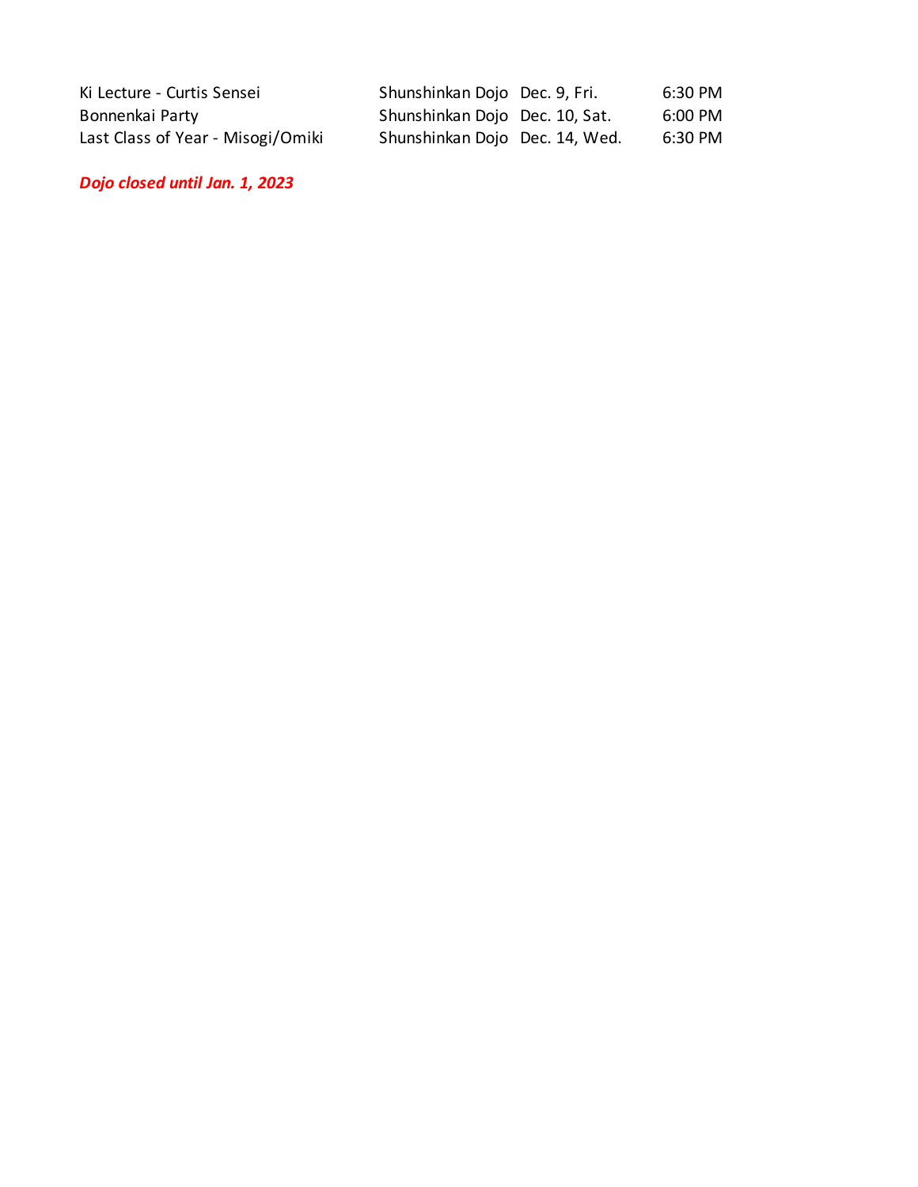| | | | |
|---|---|---|---|
| Ki Lecture - Curtis Sensei | Shunshinkan Dojo | Dec. 9, Fri. | 6:30 PM |
| Bonnenkai Party | Shunshinkan Dojo | Dec. 10, Sat. | 6:00 PM |
| Last Class of Year - Misogi/Omiki | Shunshinkan Dojo | Dec. 14, Wed. | 6:30 PM |

***Dojo closed until Jan. 1, 2023***